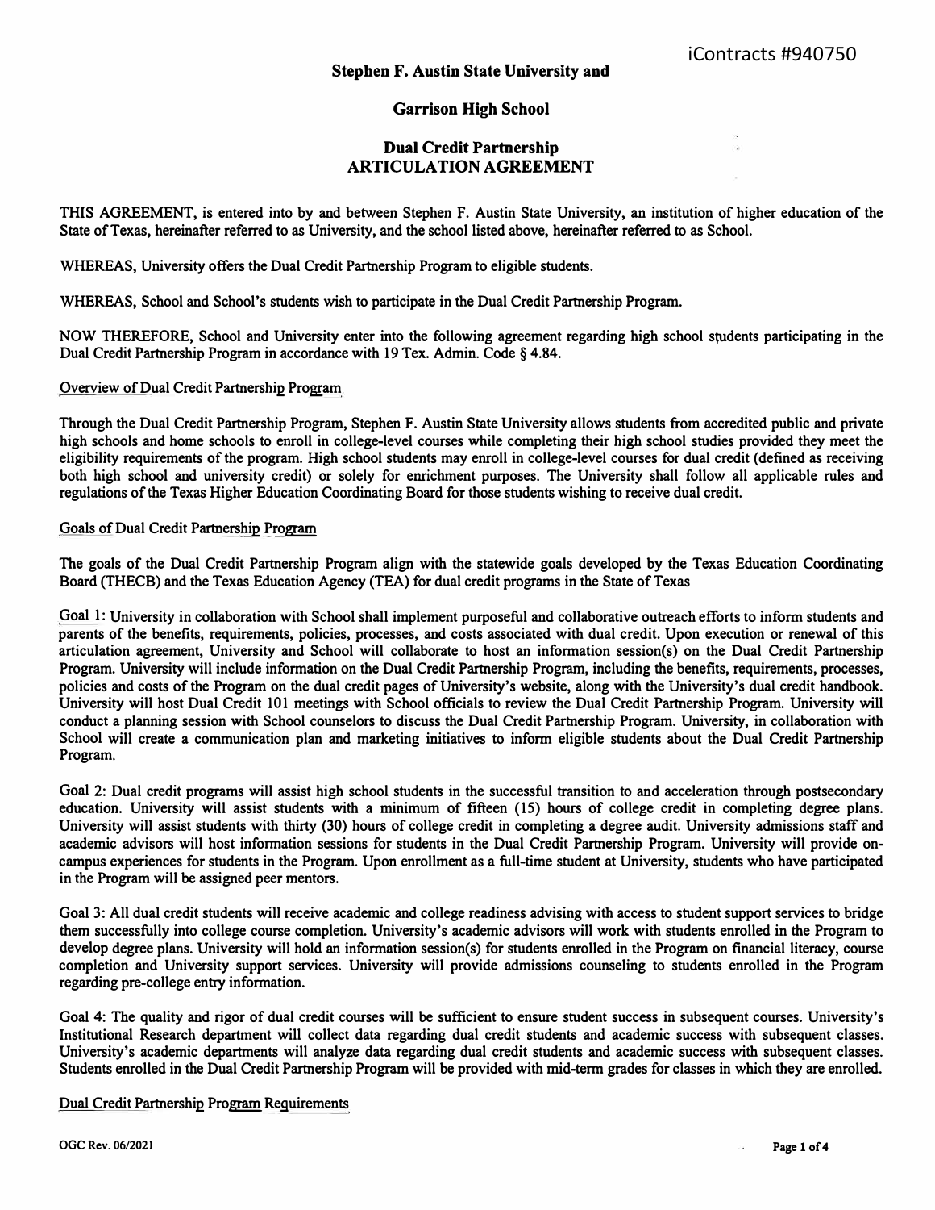iContracts #940750

**Stephen F. Austin State University and**

**Garrison High School**

# Dual Credit Partnership ARTICULATION AGREEMENT

THIS AGREEMENT, is entered into by and between Stephen F. Austin State University, an institution of higher education of the State of Texas, hereinafter referred to as University, and the school listed above, hereinafter referred to as School.

WHEREAS, University offers the Dual Credit Partnership Program to eligible students.

WHEREAS, School and School's students wish to participate in the Dual Credit Partnership Program.

NOW THEREFORE, School and University enter into the following agreement regarding high school students participating in the Dual Credit Partnership Program in accordance with 19 Tex. Admin. Code § 4.84.

## Overview of Dual Credit Partnership Program

Through the Dual Credit Partnership Program, Stephen F. Austin State University allows students from accredited public and private high schools and home schools to enroll in college-level courses while completing their high school studies provided they meet the eligibility requirements of the program. High school students may enroll in college-level courses for dual credit (defined as receiving both high school and university credit) or solely for enrichment purposes. The University shall follow all applicable rules and regulations of the Texas Higher Education Coordinating Board for those students wishing to receive dual credit.

## Goals of Dual Credit Partnership Program

The goals of the Dual Credit Partnership Program align with the statewide goals developed by the Texas Education Coordinating Board (THECB) and the Texas Education Agency (TEA) for dual credit programs in the State of Texas

Goal 1: University in collaboration with School shall implement purposeful and collaborative outreach efforts to inform students and parents of the benefits, requirements, policies, processes, and costs associated with dual credit. Upon execution or renewal of this articulation agreement, University and School will collaborate to host an information session(s) on the Dual Credit Partnership Program. University will include information on the Dual Credit Partnership Program, including the benefits, requirements, processes, policies and costs of the Program on the dual credit pages of University's website, along with the University's dual credit handbook. University will host Dual Credit 101 meetings with School officials to review the Dual Credit Partnership Program. University will conduct a planning session with School counselors to discuss the Dual Credit Partnership Program. University, in collaboration with School will create a communication plan and marketing initiatives to inform eligible students about the Dual Credit Partnership Program.

Goal 2: Dual credit programs will assist high school students in the successful transition to and acceleration through postsecondary education. University will assist students with a minimum of fifteen (15) hours of college credit in completing degree plans. University will assist students with thirty (30) hours of college credit in completing a degree audit. University admissions staff and academic advisors will host information sessions for students in the Dual Credit Partnership Program. University will provide on-campus experiences for students in the Program. Upon enrollment as a full-time student at University, students who have participated in the Program will be assigned peer mentors.

Goal 3: All dual credit students will receive academic and college readiness advising with access to student support services to bridge them successfully into college course completion. University's academic advisors will work with students enrolled in the Program to develop degree plans. University will hold an information session(s) for students enrolled in the Program on financial literacy, course completion and University support services. University will provide admissions counseling to students enrolled in the Program regarding pre-college entry information.

Goal 4: The quality and rigor of dual credit courses will be sufficient to ensure student success in subsequent courses. University's Institutional Research department will collect data regarding dual credit students and academic success with subsequent classes. University's academic departments will analyze data regarding dual credit students and academic success with subsequent classes. Students enrolled in the Dual Credit Partnership Program will be provided with mid-term grades for classes in which they are enrolled.

## Dual Credit Partnership Program Requirements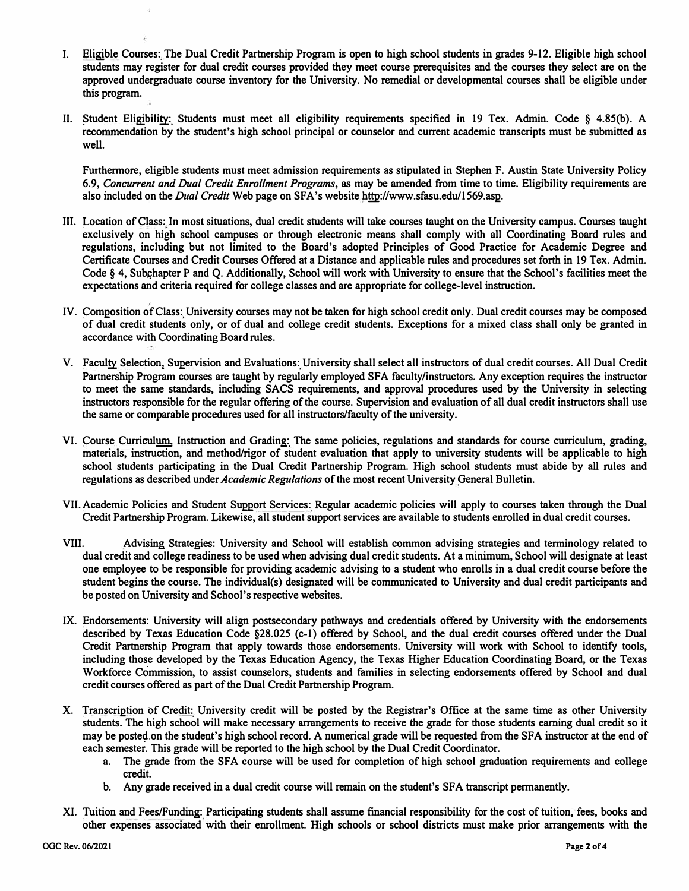I. Eligible Courses: The Dual Credit Partnership Program is open to high school students in grades 9-12. Eligible high school students may register for dual credit courses provided they meet course prerequisites and the courses they select are on the approved undergraduate course inventory for the University. No remedial or developmental courses shall be eligible under this program.

II. Student Eligibility: Students must meet all eligibility requirements specified in 19 Tex. Admin. Code § 4.85(b). A recommendation by the student's high school principal or counselor and current academic transcripts must be submitted as well.

Furthermore, eligible students must meet admission requirements as stipulated in Stephen F. Austin State University Policy 6.9, *Concurrent and Dual Credit Enrollment Programs*, as may be amended from time to time. Eligibility requirements are also included on the *Dual Credit* Web page on SFA's website http://www.sfasu.edu/1569.asp.

III. Location of Class: In most situations, dual credit students will take courses taught on the University campus. Courses taught exclusively on high school campuses or through electronic means shall comply with all Coordinating Board rules and regulations, including but not limited to the Board's adopted Principles of Good Practice for Academic Degree and Certificate Courses and Credit Courses Offered at a Distance and applicable rules and procedures set forth in 19 Tex. Admin. Code § 4, Subchapter P and Q. Additionally, School will work with University to ensure that the School's facilities meet the expectations and criteria required for college classes and are appropriate for college-level instruction.

IV. Composition of Class: University courses may not be taken for high school credit only. Dual credit courses may be composed of dual credit students only, or of dual and college credit students. Exceptions for a mixed class shall only be granted in accordance with Coordinating Board rules.

V. Faculty Selection, Supervision and Evaluations: University shall select all instructors of dual credit courses. All Dual Credit Partnership Program courses are taught by regularly employed SFA faculty/instructors. Any exception requires the instructor to meet the same standards, including SACS requirements, and approval procedures used by the University in selecting instructors responsible for the regular offering of the course. Supervision and evaluation of all dual credit instructors shall use the same or comparable procedures used for all instructors/faculty of the university.

VI. Course Curriculum, Instruction and Grading: The same policies, regulations and standards for course curriculum, grading, materials, instruction, and method/rigor of student evaluation that apply to university students will be applicable to high school students participating in the Dual Credit Partnership Program. High school students must abide by all rules and regulations as described under *Academic Regulations* of the most recent University General Bulletin.

VII. Academic Policies and Student Support Services: Regular academic policies will apply to courses taken through the Dual Credit Partnership Program. Likewise, all student support services are available to students enrolled in dual credit courses.

VIII. Advising Strategies: University and School will establish common advising strategies and terminology related to dual credit and college readiness to be used when advising dual credit students. At a minimum, School will designate at least one employee to be responsible for providing academic advising to a student who enrolls in a dual credit course before the student begins the course. The individual(s) designated will be communicated to University and dual credit participants and be posted on University and School's respective websites.

IX. Endorsements: University will align postsecondary pathways and credentials offered by University with the endorsements described by Texas Education Code §28.025 (c-1) offered by School, and the dual credit courses offered under the Dual Credit Partnership Program that apply towards those endorsements. University will work with School to identify tools, including those developed by the Texas Education Agency, the Texas Higher Education Coordinating Board, or the Texas Workforce Commission, to assist counselors, students and families in selecting endorsements offered by School and dual credit courses offered as part of the Dual Credit Partnership Program.

X. Transcription of Credit: University credit will be posted by the Registrar's Office at the same time as other University students. The high school will make necessary arrangements to receive the grade for those students earning dual credit so it may be posted on the student's high school record. A numerical grade will be requested from the SFA instructor at the end of each semester. This grade will be reported to the high school by the Dual Credit Coordinator.
   a. The grade from the SFA course will be used for completion of high school graduation requirements and college credit.
   b. Any grade received in a dual credit course will remain on the student's SFA transcript permanently.

XI. Tuition and Fees/Funding: Participating students shall assume financial responsibility for the cost of tuition, fees, books and other expenses associated with their enrollment. High schools or school districts must make prior arrangements with the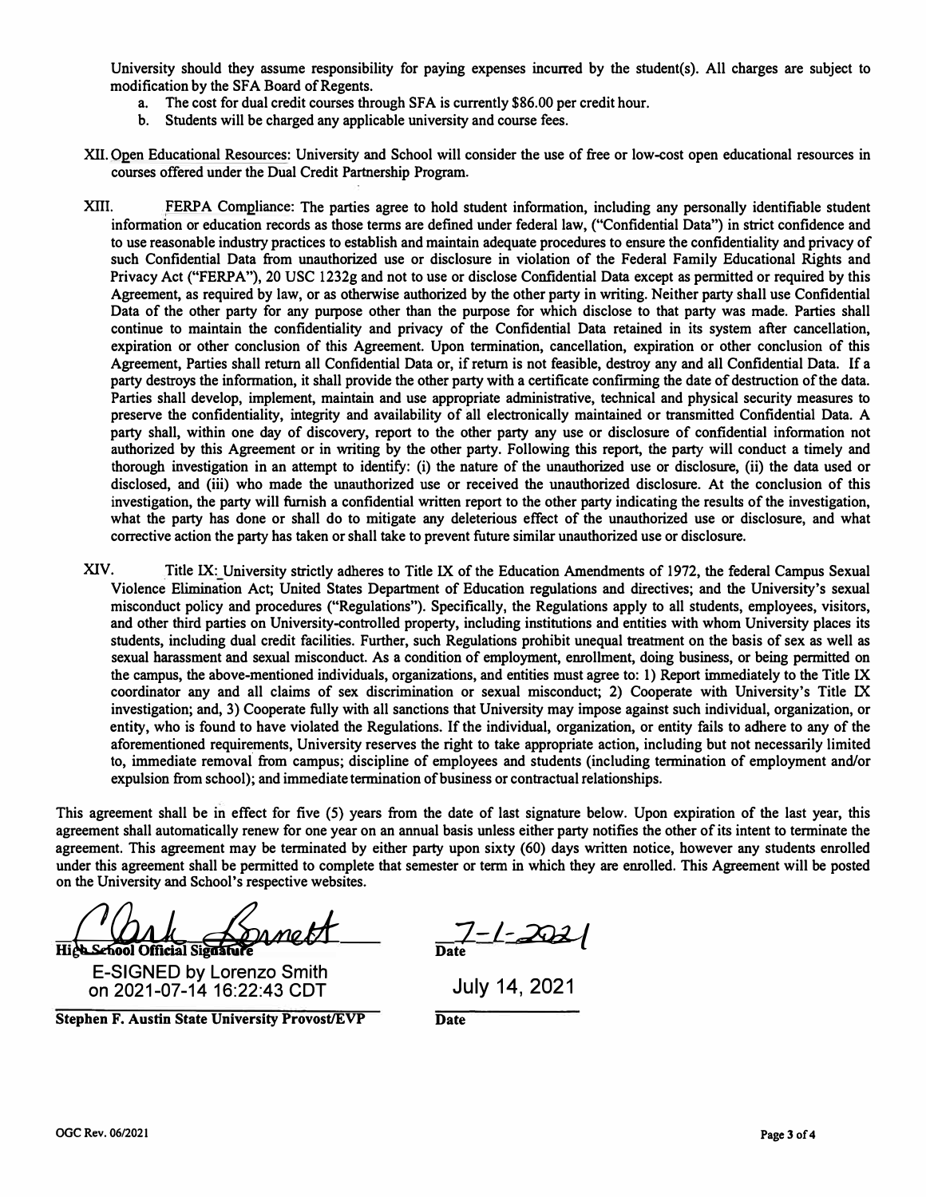University should they assume responsibility for paying expenses incurred by the student(s). All charges are subject to modification by the SFA Board of Regents.

a. The cost for dual credit courses through SFA is currently $86.00 per credit hour.
b. Students will be charged any applicable university and course fees.

XII. Open Educational Resources: University and School will consider the use of free or low-cost open educational resources in courses offered under the Dual Credit Partnership Program.

XIII. FERPA Compliance: The parties agree to hold student information, including any personally identifiable student information or education records as those terms are defined under federal law, ("Confidential Data") in strict confidence and to use reasonable industry practices to establish and maintain adequate procedures to ensure the confidentiality and privacy of such Confidential Data from unauthorized use or disclosure in violation of the Federal Family Educational Rights and Privacy Act ("FERPA"), 20 USC 1232g and not to use or disclose Confidential Data except as permitted or required by this Agreement, as required by law, or as otherwise authorized by the other party in writing. Neither party shall use Confidential Data of the other party for any purpose other than the purpose for which disclose to that party was made. Parties shall continue to maintain the confidentiality and privacy of the Confidential Data retained in its system after cancellation, expiration or other conclusion of this Agreement. Upon termination, cancellation, expiration or other conclusion of this Agreement, Parties shall return all Confidential Data or, if return is not feasible, destroy any and all Confidential Data. If a party destroys the information, it shall provide the other party with a certificate confirming the date of destruction of the data. Parties shall develop, implement, maintain and use appropriate administrative, technical and physical security measures to preserve the confidentiality, integrity and availability of all electronically maintained or transmitted Confidential Data. A party shall, within one day of discovery, report to the other party any use or disclosure of confidential information not authorized by this Agreement or in writing by the other party. Following this report, the party will conduct a timely and thorough investigation in an attempt to identify: (i) the nature of the unauthorized use or disclosure, (ii) the data used or disclosed, and (iii) who made the unauthorized use or received the unauthorized disclosure. At the conclusion of this investigation, the party will furnish a confidential written report to the other party indicating the results of the investigation, what the party has done or shall do to mitigate any deleterious effect of the unauthorized use or disclosure, and what corrective action the party has taken or shall take to prevent future similar unauthorized use or disclosure.

XIV. Title IX: University strictly adheres to Title IX of the Education Amendments of 1972, the federal Campus Sexual Violence Elimination Act; United States Department of Education regulations and directives; and the University's sexual misconduct policy and procedures ("Regulations"). Specifically, the Regulations apply to all students, employees, visitors, and other third parties on University-controlled property, including institutions and entities with whom University places its students, including dual credit facilities. Further, such Regulations prohibit unequal treatment on the basis of sex as well as sexual harassment and sexual misconduct. As a condition of employment, enrollment, doing business, or being permitted on the campus, the above-mentioned individuals, organizations, and entities must agree to: 1) Report immediately to the Title IX coordinator any and all claims of sex discrimination or sexual misconduct; 2) Cooperate with University's Title IX investigation; and, 3) Cooperate fully with all sanctions that University may impose against such individual, organization, or entity, who is found to have violated the Regulations. If the individual, organization, or entity fails to adhere to any of the aforementioned requirements, University reserves the right to take appropriate action, including but not necessarily limited to, immediate removal from campus; discipline of employees and students (including termination of employment and/or expulsion from school); and immediate termination of business or contractual relationships.

This agreement shall be in effect for five (5) years from the date of last signature below. Upon expiration of the last year, this agreement shall automatically renew for one year on an annual basis unless either party notifies the other of its intent to terminate the agreement. This agreement may be terminated by either party upon sixty (60) days written notice, however any students enrolled under this agreement shall be permitted to complete that semester or term in which they are enrolled. This Agreement will be posted on the University and School's respective websites.

Clark Bonnett
**High School Official Signature** — 7-1-2021
**Date**

E-SIGNED by Lorenzo Smith on 2021-07-14 16:22:43 CDT
**Stephen F. Austin State University Provost/EVP** — July 14, 2021
**Date**

OGC Rev. 06/2021